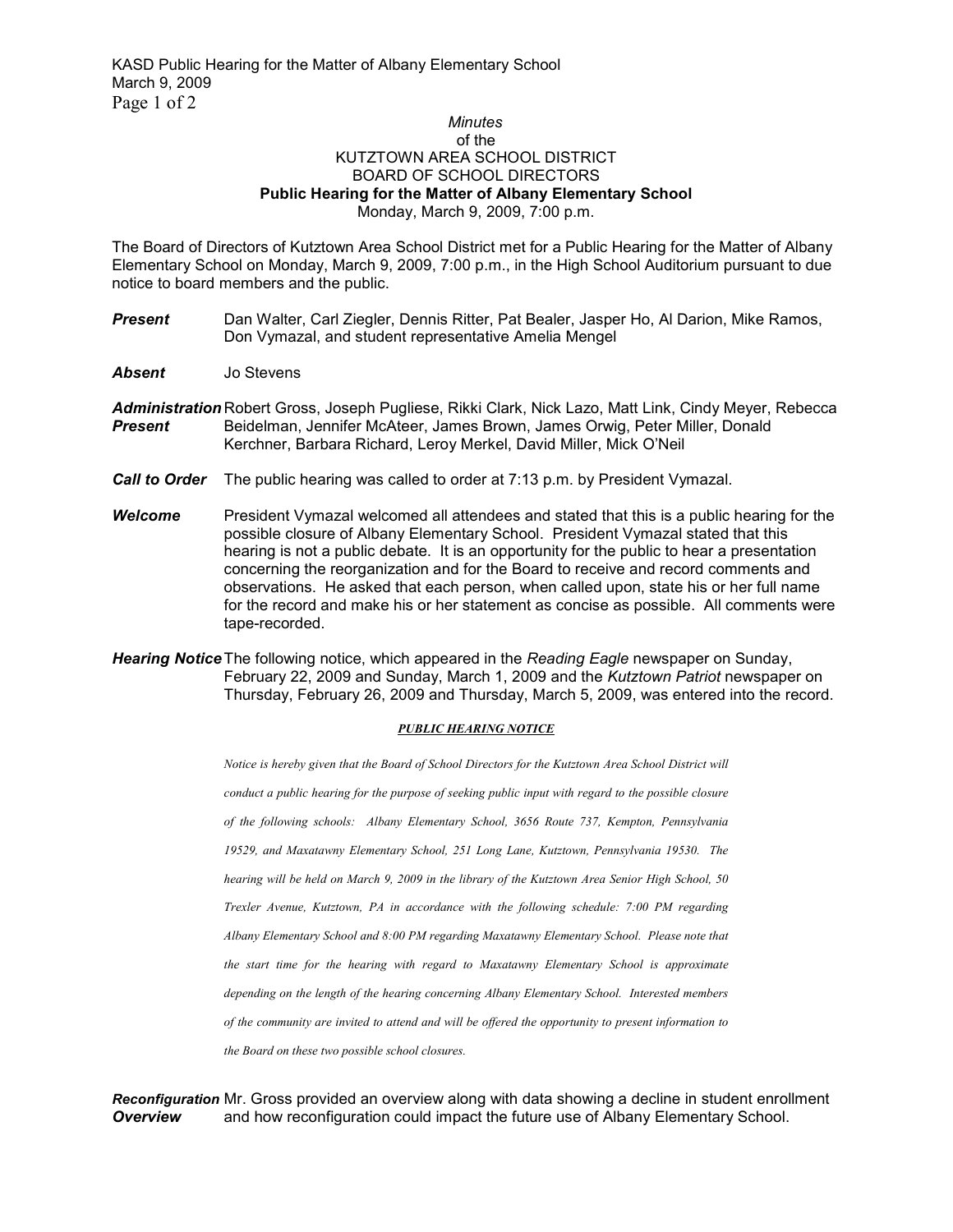*Minutes*
of the
KUTZTOWN AREA SCHOOL DISTRICT
BOARD OF SCHOOL DIRECTORS
**Public Hearing for the Matter of Albany Elementary School**
Monday, March 9, 2009, 7:00 p.m.

The Board of Directors of Kutztown Area School District met for a Public Hearing for the Matter of Albany Elementary School on Monday, March 9, 2009, 7:00 p.m., in the High School Auditorium pursuant to due notice to board members and the public.

***Present*** Dan Walter, Carl Ziegler, Dennis Ritter, Pat Bealer, Jasper Ho, Al Darion, Mike Ramos, Don Vymazal, and student representative Amelia Mengel

***Absent*** Jo Stevens

***Administration Present*** Robert Gross, Joseph Pugliese, Rikki Clark, Nick Lazo, Matt Link, Cindy Meyer, Rebecca Beidelman, Jennifer McAteer, James Brown, James Orwig, Peter Miller, Donald Kerchner, Barbara Richard, Leroy Merkel, David Miller, Mick O'Neil

***Call to Order*** The public hearing was called to order at 7:13 p.m. by President Vymazal.

***Welcome*** President Vymazal welcomed all attendees and stated that this is a public hearing for the possible closure of Albany Elementary School. President Vymazal stated that this hearing is not a public debate. It is an opportunity for the public to hear a presentation concerning the reorganization and for the Board to receive and record comments and observations. He asked that each person, when called upon, state his or her full name for the record and make his or her statement as concise as possible. All comments were tape-recorded.

***Hearing Notice*** The following notice, which appeared in the *Reading Eagle* newspaper on Sunday, February 22, 2009 and Sunday, March 1, 2009 and the *Kutztown Patriot* newspaper on Thursday, February 26, 2009 and Thursday, March 5, 2009, was entered into the record.

***PUBLIC HEARING NOTICE***

*Notice is hereby given that the Board of School Directors for the Kutztown Area School District will conduct a public hearing for the purpose of seeking public input with regard to the possible closure of the following schools: Albany Elementary School, 3656 Route 737, Kempton, Pennsylvania 19529, and Maxatawny Elementary School, 251 Long Lane, Kutztown, Pennsylvania 19530. The hearing will be held on March 9, 2009 in the library of the Kutztown Area Senior High School, 50 Trexler Avenue, Kutztown, PA in accordance with the following schedule: 7:00 PM regarding Albany Elementary School and 8:00 PM regarding Maxatawny Elementary School. Please note that the start time for the hearing with regard to Maxatawny Elementary School is approximate depending on the length of the hearing concerning Albany Elementary School. Interested members of the community are invited to attend and will be offered the opportunity to present information to the Board on these two possible school closures.*

***Reconfiguration Overview*** Mr. Gross provided an overview along with data showing a decline in student enrollment and how reconfiguration could impact the future use of Albany Elementary School.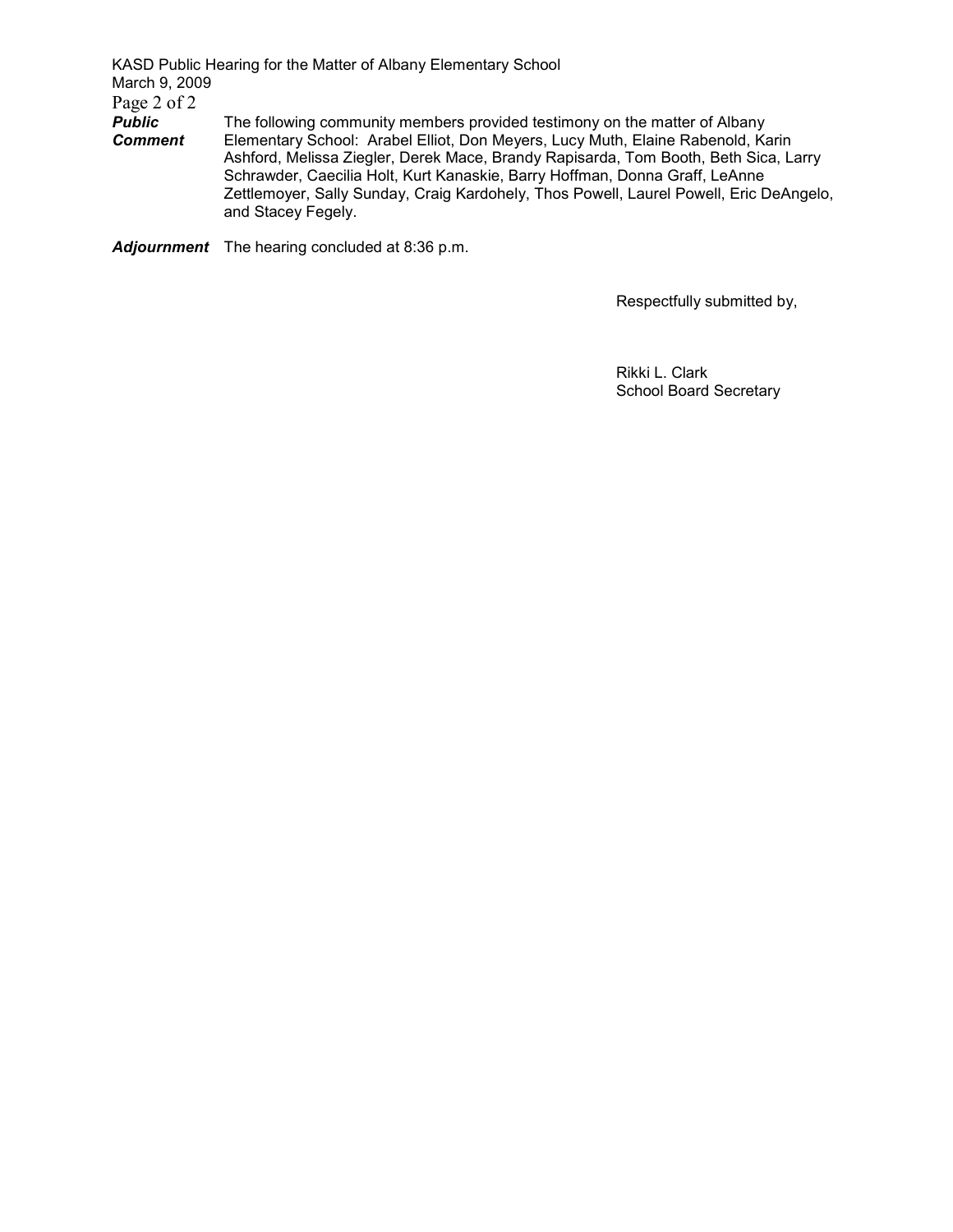***Public Comment*** The following community members provided testimony on the matter of Albany Elementary School: Arabel Elliot, Don Meyers, Lucy Muth, Elaine Rabenold, Karin Ashford, Melissa Ziegler, Derek Mace, Brandy Rapisarda, Tom Booth, Beth Sica, Larry Schrawder, Caecilia Holt, Kurt Kanaskie, Barry Hoffman, Donna Graff, LeAnne Zettlemoyer, Sally Sunday, Craig Kardohely, Thos Powell, Laurel Powell, Eric DeAngelo, and Stacey Fegely.

***Adjournment*** The hearing concluded at 8:36 p.m.

Respectfully submitted by,

Rikki L. Clark
School Board Secretary